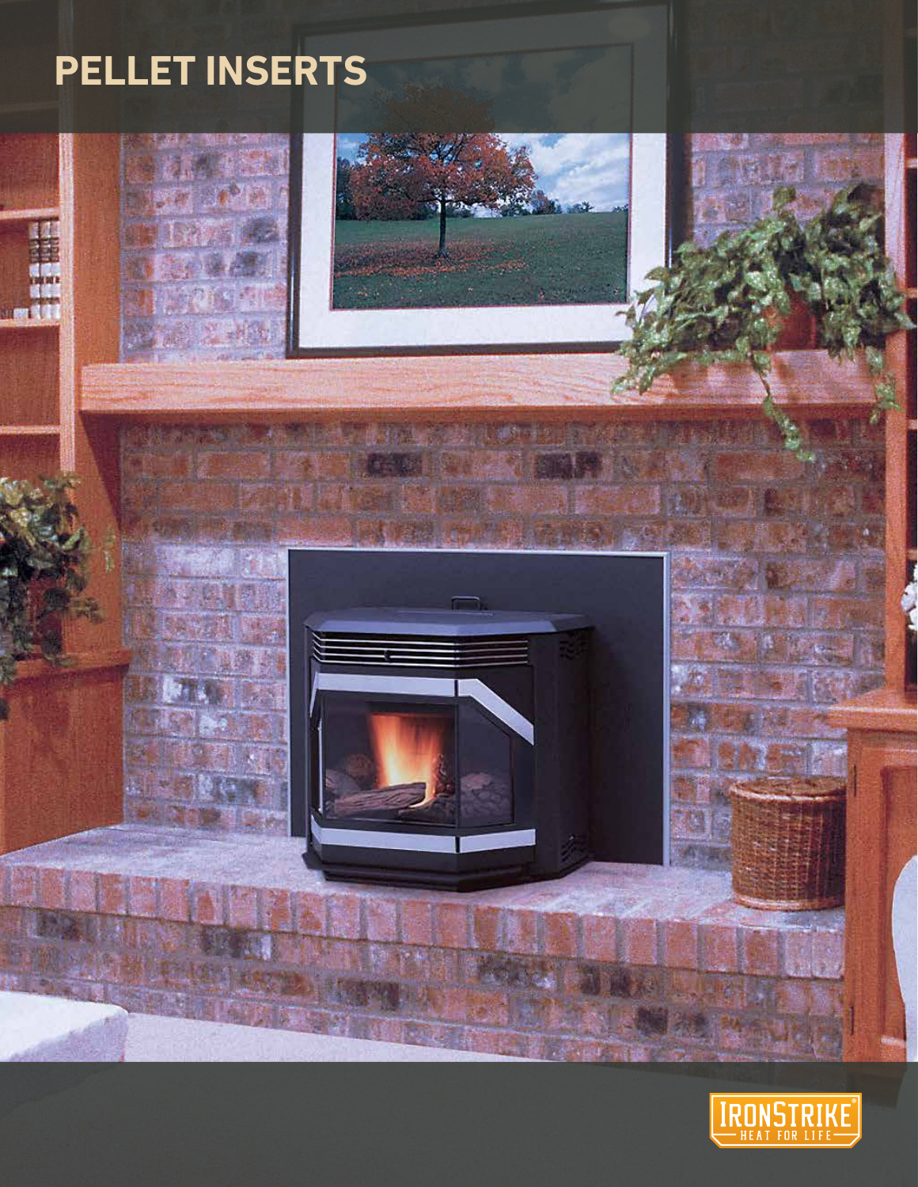# PELLET INSERTS

IRONSTRIKE®
HEAT FOR LIFE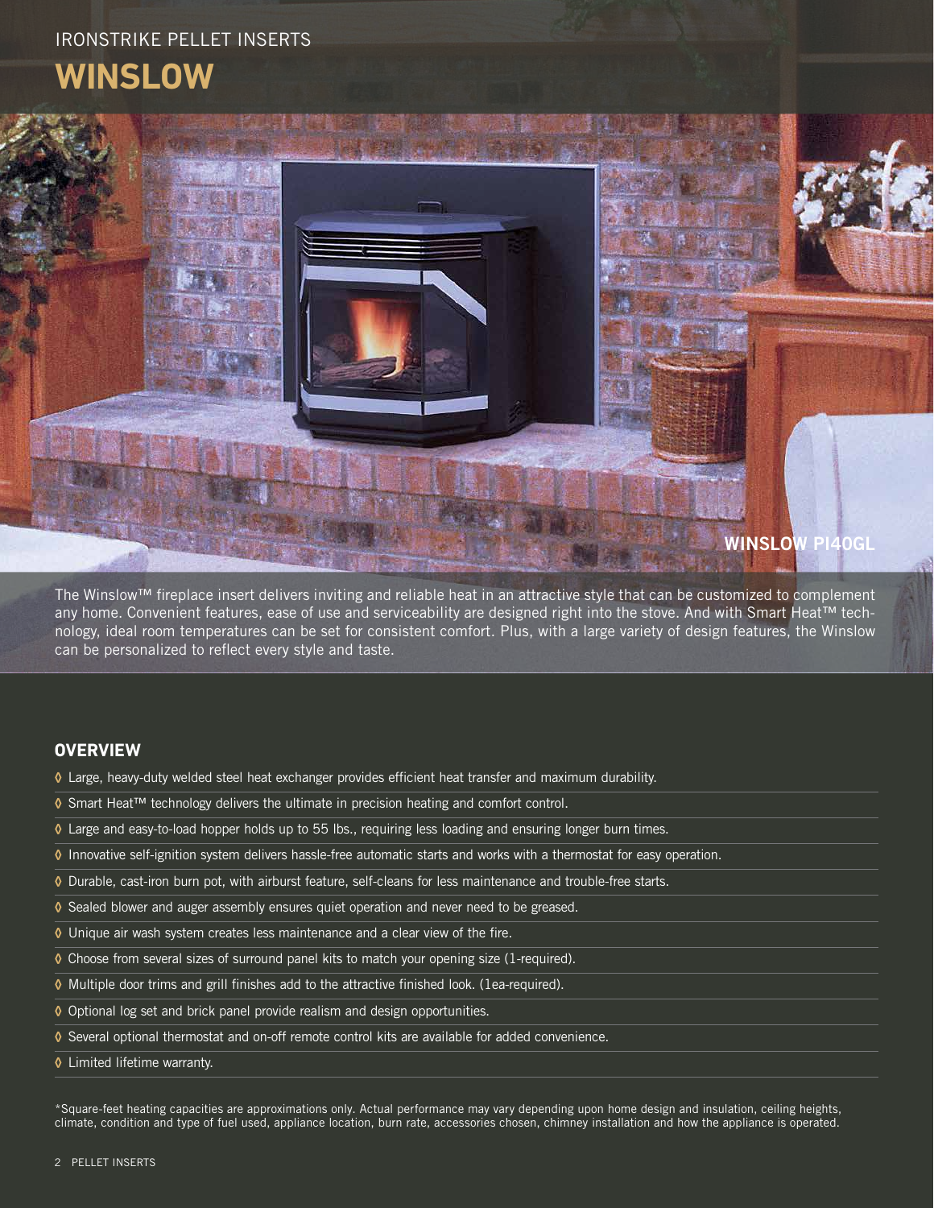IRONSTRIKE PELLET INSERTS

# WINSLOW

WINSLOW PI40GL

The Winslow™ fireplace insert delivers inviting and reliable heat in an attractive style that can be customized to complement any home. Convenient features, ease of use and serviceability are designed right into the stove. And with Smart Heat™ technology, ideal room temperatures can be set for consistent comfort. Plus, with a large variety of design features, the Winslow can be personalized to reflect every style and taste.

## OVERVIEW

- Large, heavy-duty welded steel heat exchanger provides efficient heat transfer and maximum durability.
- Smart Heat™ technology delivers the ultimate in precision heating and comfort control.
- Large and easy-to-load hopper holds up to 55 lbs., requiring less loading and ensuring longer burn times.
- Innovative self-ignition system delivers hassle-free automatic starts and works with a thermostat for easy operation.
- Durable, cast-iron burn pot, with airburst feature, self-cleans for less maintenance and trouble-free starts.
- Sealed blower and auger assembly ensures quiet operation and never need to be greased.
- Unique air wash system creates less maintenance and a clear view of the fire.
- Choose from several sizes of surround panel kits to match your opening size (1-required).
- Multiple door trims and grill finishes add to the attractive finished look. (1ea-required).
- Optional log set and brick panel provide realism and design opportunities.
- Several optional thermostat and on-off remote control kits are available for added convenience.
- Limited lifetime warranty.

*Square-feet heating capacities are approximations only. Actual performance may vary depending upon home design and insulation, ceiling heights, climate, condition and type of fuel used, appliance location, burn rate, accessories chosen, chimney installation and how the appliance is operated.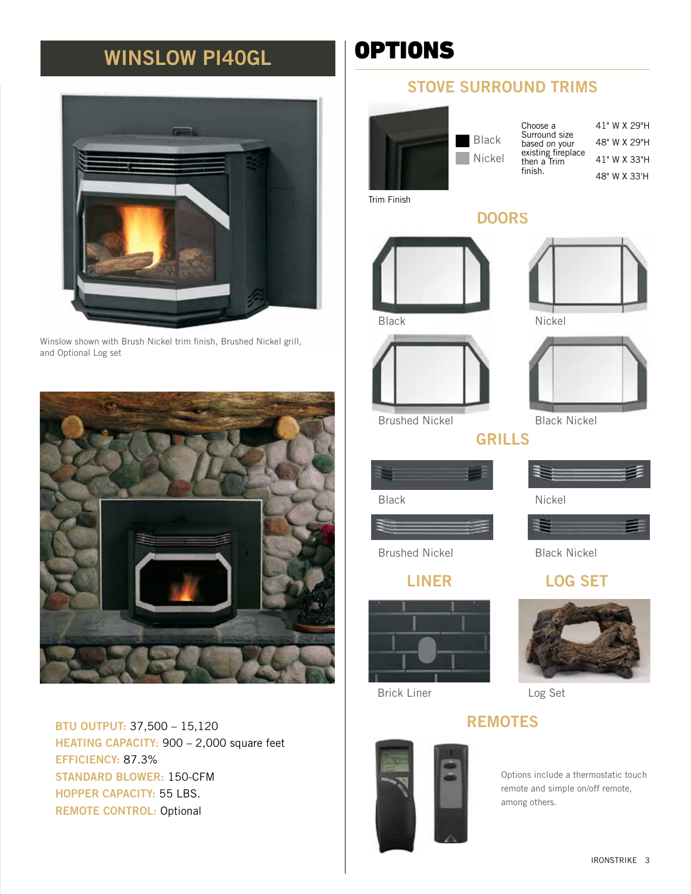## WINSLOW PI40GL

Winslow shown with Brush Nickel trim finish, Brushed Nickel grill, and Optional Log set

**BTU OUTPUT:** 37,500 – 15,120
**HEATING CAPACITY:** 900 – 2,000 square feet
**EFFICIENCY:** 87.3%
**STANDARD BLOWER:** 150-CFM
**HOPPER CAPACITY:** 55 LBS.
**REMOTE CONTROL:** Optional

# OPTIONS

## STOVE SURROUND TRIMS

Trim Finish

- Black
- Nickel

Choose a Surround size based on your existing fireplace then a Trim finish.

- 41" W X 29"H
- 48" W X 29"H
- 41" W X 33"H
- 48" W X 33'H

## DOORS

- Black
- Nickel
- Brushed Nickel
- Black Nickel

## GRILLS

- Black
- Nickel
- Brushed Nickel
- Black Nickel

## LINER

Brick Liner

## LOG SET

Log Set

## REMOTES

Options include a thermostatic touch remote and simple on/off remote, among others.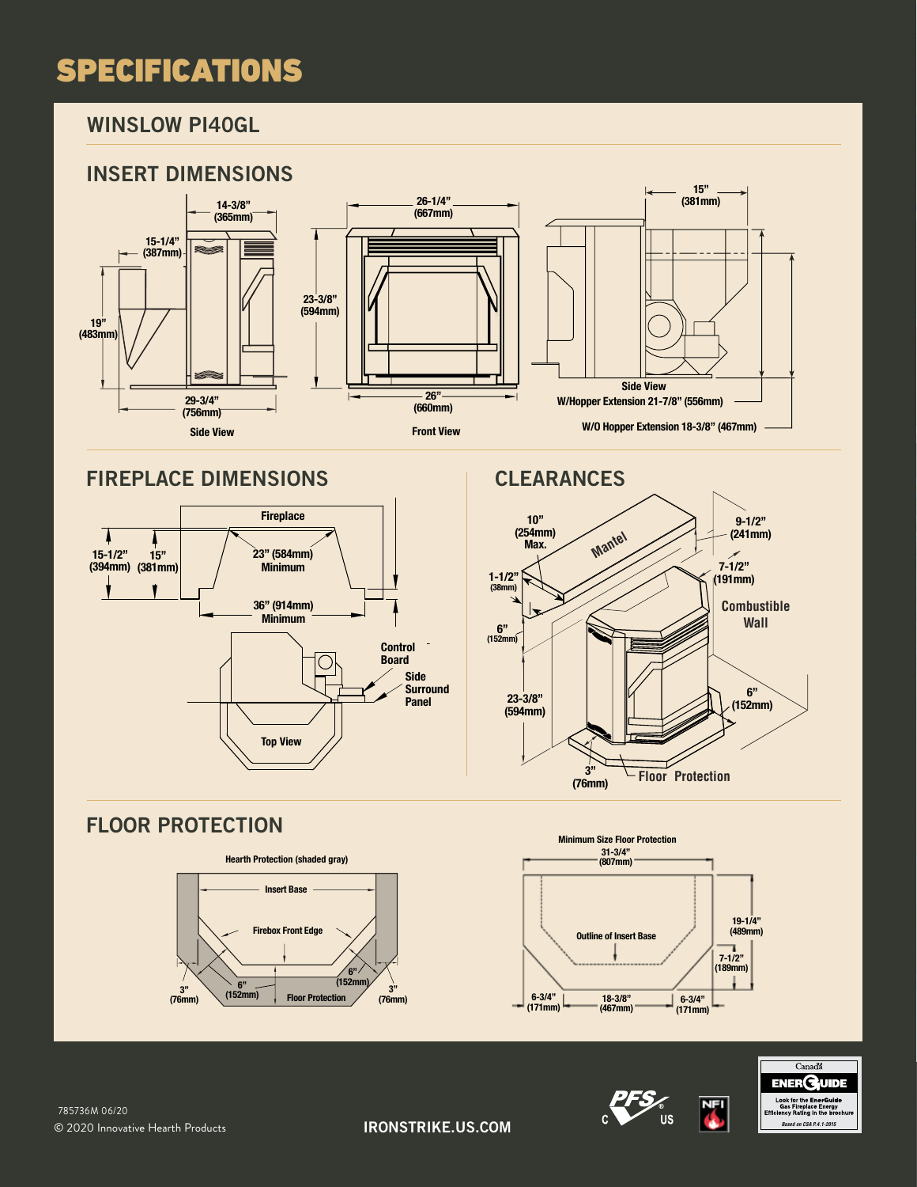# SPECIFICATIONS

## WINSLOW PI40GL

### INSERT DIMENSIONS

14-3/8" (365mm)
15-1/4" (387mm)
19" (483mm)
29-3/4" (756mm)
Side View

26-1/4" (667mm)
23-3/8" (594mm)
26" (660mm)
Front View

15" (381mm)
Side View
W/Hopper Extension 21-7/8" (556mm)
W/O Hopper Extension 18-3/8" (467mm)

### FIREPLACE DIMENSIONS

Fireplace
15-1/2" (394mm)
15" (381mm)
23" (584mm) Minimum
36" (914mm) Minimum
Control Board
Side Surround Panel
Top View

### CLEARANCES

10" (254mm) Max.
Mantel
9-1/2" (241mm)
7-1/2" (191mm)
1-1/2" (38mm)
6" (152mm)
Combustible Wall
23-3/8" (594mm)
6" (152mm)
3" (76mm)
Floor Protection

### FLOOR PROTECTION

Hearth Protection (shaded gray)
Insert Base
Firebox Front Edge
3" (76mm)
6" (152mm)
6" (152mm)
Floor Protection
3" (76mm)

Minimum Size Floor Protection
31-3/4" (807mm)
Outline of Insert Base
19-1/4" (489mm)
7-1/2" (189mm)
6-3/4" (171mm)
18-3/8" (467mm)
6-3/4" (171mm)

785736M 06/20
© 2020 Innovative Hearth Products

IRONSTRIKE.US.COM

Canada
ENERGUIDE
Look for the EnerGuide Gas Fireplace Energy Efficiency Rating in the brochure
Based on CSA P.4.1-2015